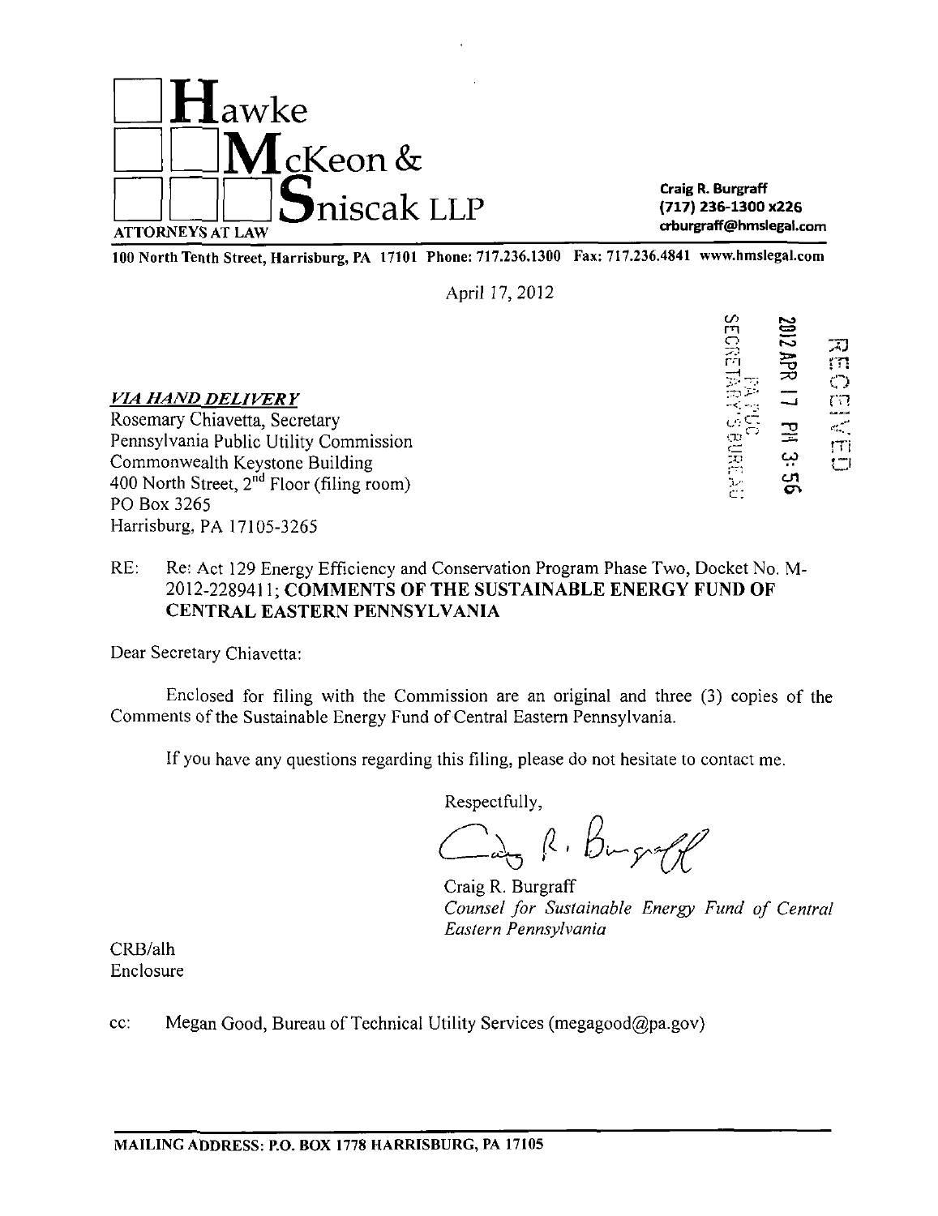**Hawke McKeon & Sniscak LLP**
ATTORNEYS AT LAW

**Craig R. Burgraff**
**(717) 236-1300 x226**
**crburgraff@hmslegal.com**

**100 North Tenth Street, Harrisburg, PA 17101 Phone: 717.236.1300 Fax: 717.236.4841 www.hmslegal.com**

April 17, 2012

RECEIVED
2012 APR 17 PM 3:56
PA PUC
SECRETARY'S BUREAU

***VIA HAND DELIVERY***
Rosemary Chiavetta, Secretary
Pennsylvania Public Utility Commission
Commonwealth Keystone Building
400 North Street, 2nd Floor (filing room)
PO Box 3265
Harrisburg, PA 17105-3265

RE: Re: Act 129 Energy Efficiency and Conservation Program Phase Two, Docket No. M-2012-2289411; **COMMENTS OF THE SUSTAINABLE ENERGY FUND OF CENTRAL EASTERN PENNSYLVANIA**

Dear Secretary Chiavetta:

Enclosed for filing with the Commission are an original and three (3) copies of the Comments of the Sustainable Energy Fund of Central Eastern Pennsylvania.

If you have any questions regarding this filing, please do not hesitate to contact me.

Respectfully,

Craig R. Burgraff
*Counsel for Sustainable Energy Fund of Central Eastern Pennsylvania*

CRB/alh
Enclosure

cc: Megan Good, Bureau of Technical Utility Services (megagood@pa.gov)

**MAILING ADDRESS: P.O. BOX 1778 HARRISBURG, PA 17105**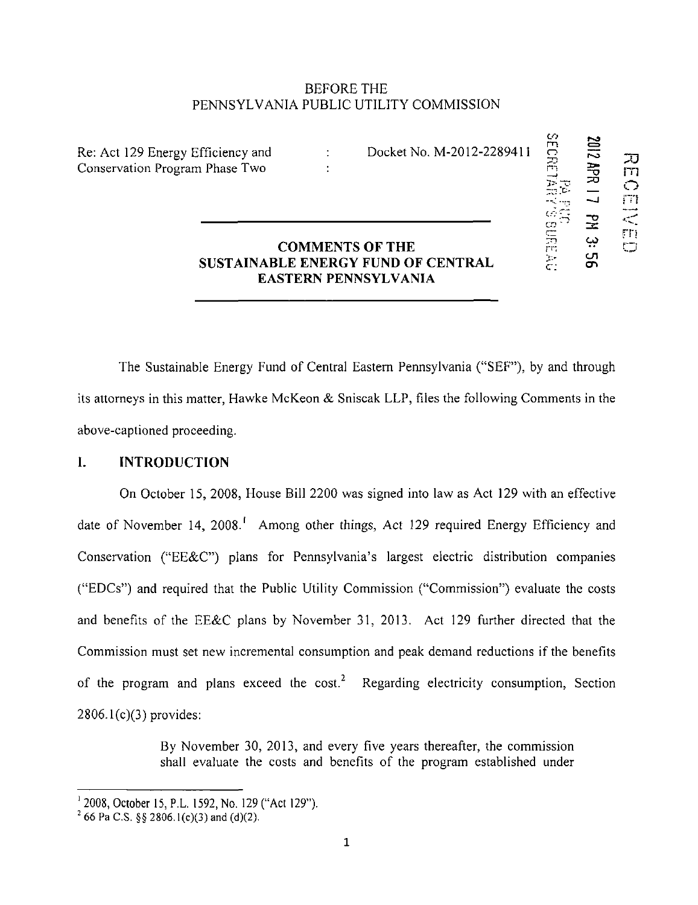BEFORE THE
PENNSYLVANIA PUBLIC UTILITY COMMISSION

Re: Act 129 Energy Efficiency and Conservation Program Phase Two : Docket No. M-2012-2289411

RECEIVED
2012 APR 17 PM 3:56
PA PUC
SECRETARY'S BUREAU

**COMMENTS OF THE SUSTAINABLE ENERGY FUND OF CENTRAL EASTERN PENNSYLVANIA**

The Sustainable Energy Fund of Central Eastern Pennsylvania ("SEF"), by and through its attorneys in this matter, Hawke McKeon & Sniscak LLP, files the following Comments in the above-captioned proceeding.

## I. INTRODUCTION

On October 15, 2008, House Bill 2200 was signed into law as Act 129 with an effective date of November 14, 2008.[1] Among other things, Act 129 required Energy Efficiency and Conservation ("EE&C") plans for Pennsylvania's largest electric distribution companies ("EDCs") and required that the Public Utility Commission ("Commission") evaluate the costs and benefits of the EE&C plans by November 31, 2013. Act 129 further directed that the Commission must set new incremental consumption and peak demand reductions if the benefits of the program and plans exceed the cost.[2] Regarding electricity consumption, Section 2806.1(c)(3) provides:

> By November 30, 2013, and every five years thereafter, the commission shall evaluate the costs and benefits of the program established under

---

[1] 2008, October 15, P.L. 1592, No. 129 ("Act 129").

[2] 66 Pa C.S. §§ 2806.1(c)(3) and (d)(2).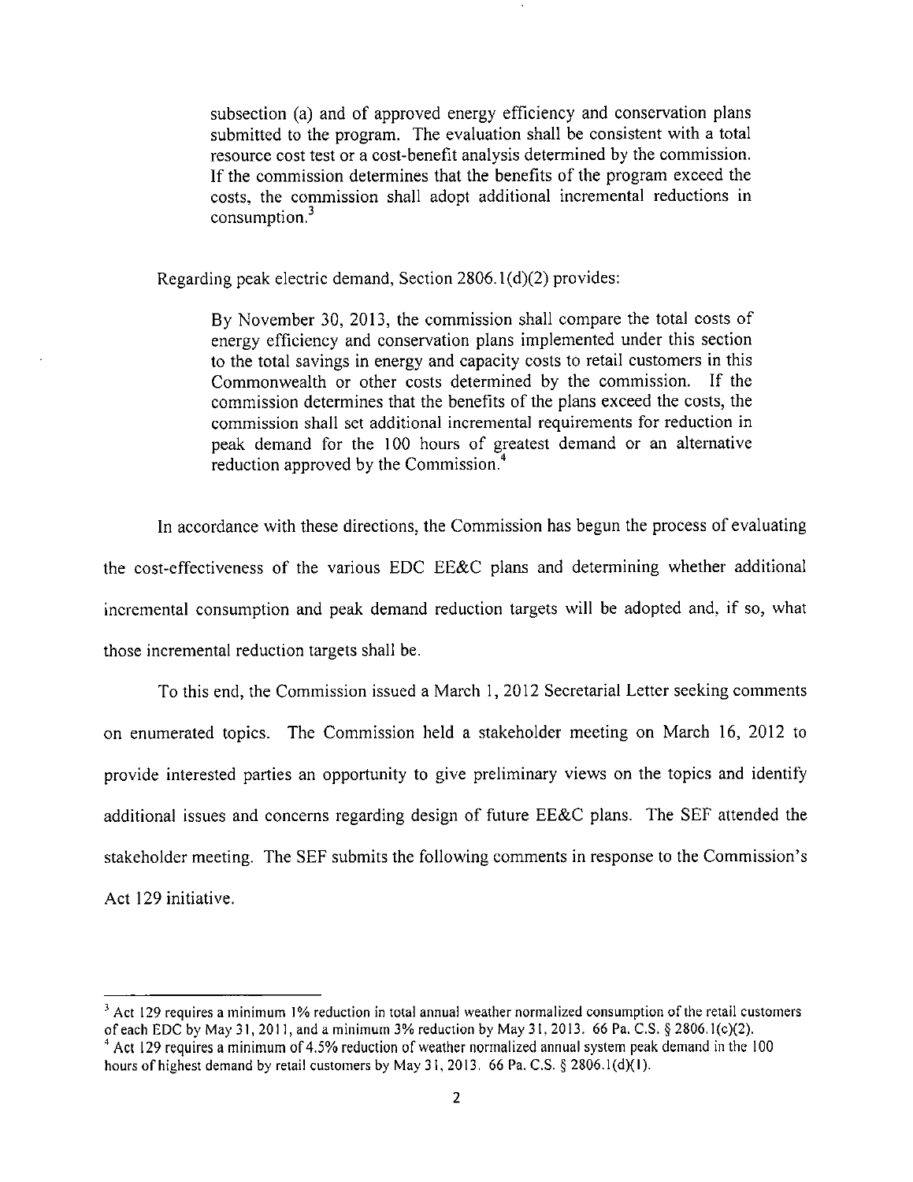> subsection (a) and of approved energy efficiency and conservation plans submitted to the program. The evaluation shall be consistent with a total resource cost test or a cost-benefit analysis determined by the commission. If the commission determines that the benefits of the program exceed the costs, the commission shall adopt additional incremental reductions in consumption.[3]

Regarding peak electric demand, Section 2806.1(d)(2) provides:

> By November 30, 2013, the commission shall compare the total costs of energy efficiency and conservation plans implemented under this section to the total savings in energy and capacity costs to retail customers in this Commonwealth or other costs determined by the commission. If the commission determines that the benefits of the plans exceed the costs, the commission shall set additional incremental requirements for reduction in peak demand for the 100 hours of greatest demand or an alternative reduction approved by the Commission.[4]

In accordance with these directions, the Commission has begun the process of evaluating the cost-effectiveness of the various EDC EE&C plans and determining whether additional incremental consumption and peak demand reduction targets will be adopted and, if so, what those incremental reduction targets shall be.

To this end, the Commission issued a March 1, 2012 Secretarial Letter seeking comments on enumerated topics. The Commission held a stakeholder meeting on March 16, 2012 to provide interested parties an opportunity to give preliminary views on the topics and identify additional issues and concerns regarding design of future EE&C plans. The SEF attended the stakeholder meeting. The SEF submits the following comments in response to the Commission's Act 129 initiative.

---

[3] Act 129 requires a minimum 1% reduction in total annual weather normalized consumption of the retail customers of each EDC by May 31, 2011, and a minimum 3% reduction by May 31, 2013. 66 Pa. C.S. § 2806.1(c)(2).

[4] Act 129 requires a minimum of 4.5% reduction of weather normalized annual system peak demand in the 100 hours of highest demand by retail customers by May 31, 2013. 66 Pa. C.S. § 2806.1(d)(1).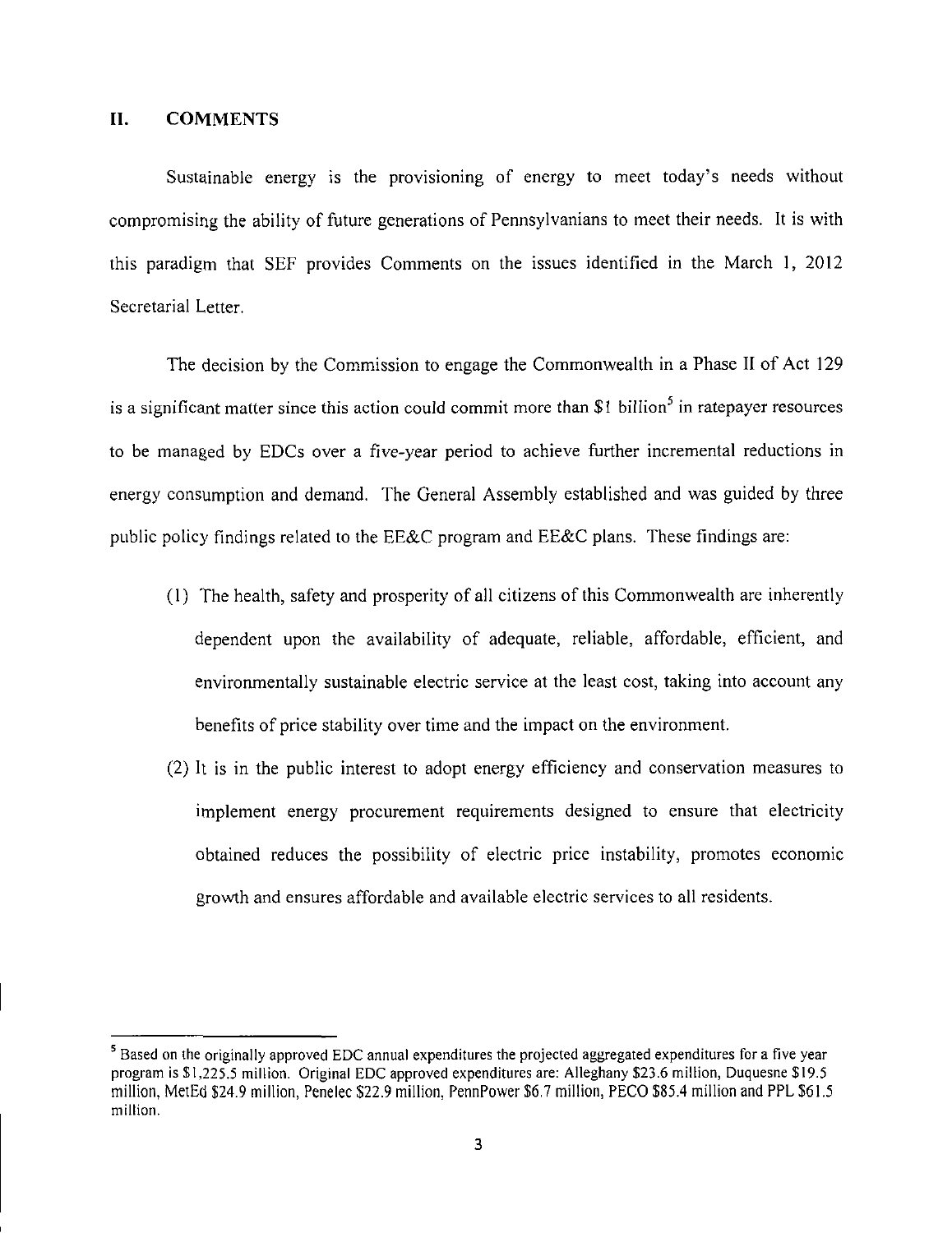## II. COMMENTS

Sustainable energy is the provisioning of energy to meet today's needs without compromising the ability of future generations of Pennsylvanians to meet their needs. It is with this paradigm that SEF provides Comments on the issues identified in the March 1, 2012 Secretarial Letter.

The decision by the Commission to engage the Commonwealth in a Phase II of Act 129 is a significant matter since this action could commit more than $1 billion[5] in ratepayer resources to be managed by EDCs over a five-year period to achieve further incremental reductions in energy consumption and demand. The General Assembly established and was guided by three public policy findings related to the EE&C program and EE&C plans. These findings are:

(1) The health, safety and prosperity of all citizens of this Commonwealth are inherently dependent upon the availability of adequate, reliable, affordable, efficient, and environmentally sustainable electric service at the least cost, taking into account any benefits of price stability over time and the impact on the environment.

(2) It is in the public interest to adopt energy efficiency and conservation measures to implement energy procurement requirements designed to ensure that electricity obtained reduces the possibility of electric price instability, promotes economic growth and ensures affordable and available electric services to all residents.

---

[5] Based on the originally approved EDC annual expenditures the projected aggregated expenditures for a five year program is $1,225.5 million. Original EDC approved expenditures are: Alleghany $23.6 million, Duquesne $19.5 million, MetEd $24.9 million, Penelec $22.9 million, PennPower $6.7 million, PECO $85.4 million and PPL $61.5 million.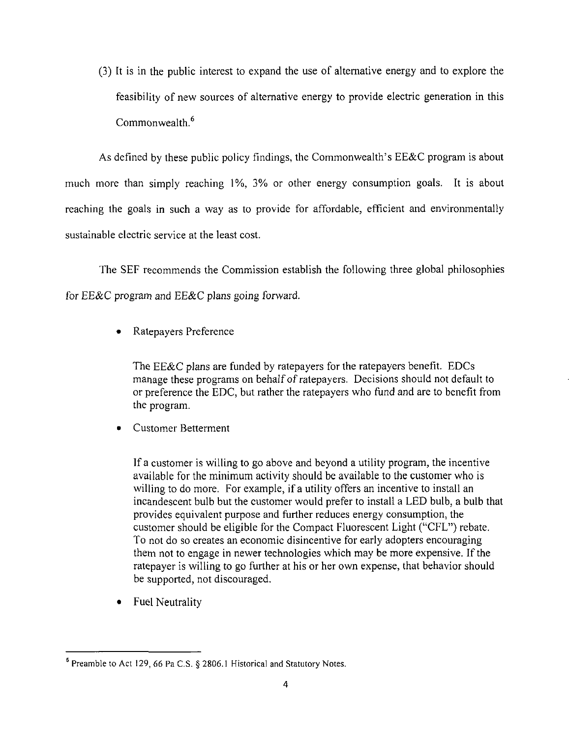(3) It is in the public interest to expand the use of alternative energy and to explore the feasibility of new sources of alternative energy to provide electric generation in this Commonwealth.[6]

As defined by these public policy findings, the Commonwealth's EE&C program is about much more than simply reaching 1%, 3% or other energy consumption goals. It is about reaching the goals in such a way as to provide for affordable, efficient and environmentally sustainable electric service at the least cost.

The SEF recommends the Commission establish the following three global philosophies for EE&C program and EE&C plans going forward.

- Ratepayers Preference

  The EE&C plans are funded by ratepayers for the ratepayers benefit. EDCs manage these programs on behalf of ratepayers. Decisions should not default to or preference the EDC, but rather the ratepayers who fund and are to benefit from the program.

- Customer Betterment

  If a customer is willing to go above and beyond a utility program, the incentive available for the minimum activity should be available to the customer who is willing to do more. For example, if a utility offers an incentive to install an incandescent bulb but the customer would prefer to install a LED bulb, a bulb that provides equivalent purpose and further reduces energy consumption, the customer should be eligible for the Compact Fluorescent Light ("CFL") rebate. To not do so creates an economic disincentive for early adopters encouraging them not to engage in newer technologies which may be more expensive. If the ratepayer is willing to go further at his or her own expense, that behavior should be supported, not discouraged.

- Fuel Neutrality

---

[6] Preamble to Act 129, 66 Pa C.S. § 2806.1 Historical and Statutory Notes.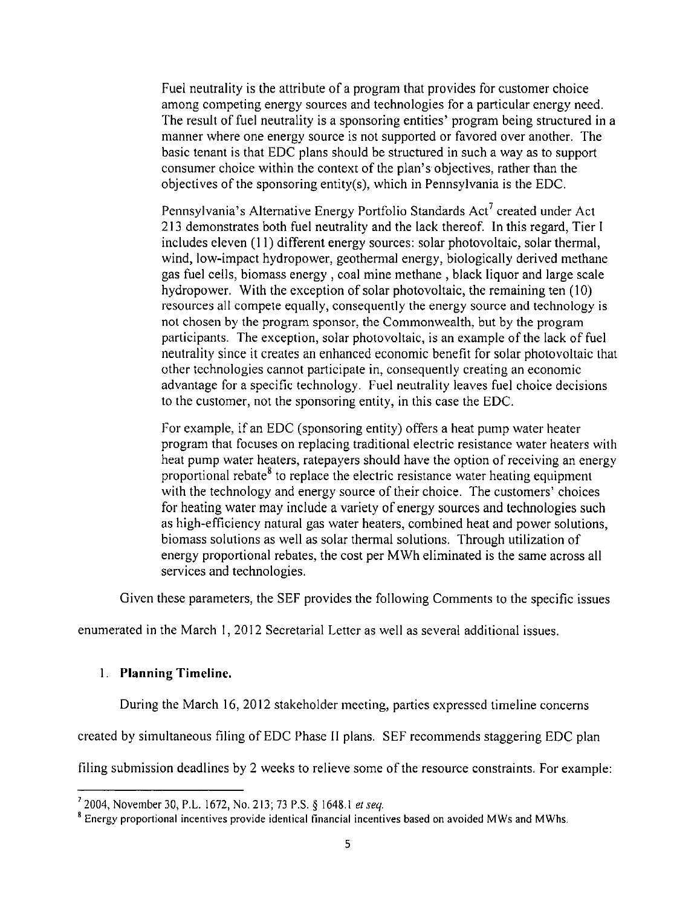Fuel neutrality is the attribute of a program that provides for customer choice among competing energy sources and technologies for a particular energy need. The result of fuel neutrality is a sponsoring entities' program being structured in a manner where one energy source is not supported or favored over another. The basic tenant is that EDC plans should be structured in such a way as to support consumer choice within the context of the plan's objectives, rather than the objectives of the sponsoring entity(s), which in Pennsylvania is the EDC.

Pennsylvania's Alternative Energy Portfolio Standards Act[7] created under Act 213 demonstrates both fuel neutrality and the lack thereof. In this regard, Tier I includes eleven (11) different energy sources: solar photovoltaic, solar thermal, wind, low-impact hydropower, geothermal energy, biologically derived methane gas fuel cells, biomass energy , coal mine methane , black liquor and large scale hydropower. With the exception of solar photovoltaic, the remaining ten (10) resources all compete equally, consequently the energy source and technology is not chosen by the program sponsor, the Commonwealth, but by the program participants. The exception, solar photovoltaic, is an example of the lack of fuel neutrality since it creates an enhanced economic benefit for solar photovoltaic that other technologies cannot participate in, consequently creating an economic advantage for a specific technology. Fuel neutrality leaves fuel choice decisions to the customer, not the sponsoring entity, in this case the EDC.

For example, if an EDC (sponsoring entity) offers a heat pump water heater program that focuses on replacing traditional electric resistance water heaters with heat pump water heaters, ratepayers should have the option of receiving an energy proportional rebate[8] to replace the electric resistance water heating equipment with the technology and energy source of their choice. The customers' choices for heating water may include a variety of energy sources and technologies such as high-efficiency natural gas water heaters, combined heat and power solutions, biomass solutions as well as solar thermal solutions. Through utilization of energy proportional rebates, the cost per MWh eliminated is the same across all services and technologies.

Given these parameters, the SEF provides the following Comments to the specific issues enumerated in the March 1, 2012 Secretarial Letter as well as several additional issues.

1. **Planning Timeline.**

During the March 16, 2012 stakeholder meeting, parties expressed timeline concerns created by simultaneous filing of EDC Phase II plans. SEF recommends staggering EDC plan filing submission deadlines by 2 weeks to relieve some of the resource constraints. For example:

---

[7] 2004, November 30, P.L. 1672, No. 213; 73 P.S. § 1648.1 *et seq.*

[8] Energy proportional incentives provide identical financial incentives based on avoided MWs and MWhs.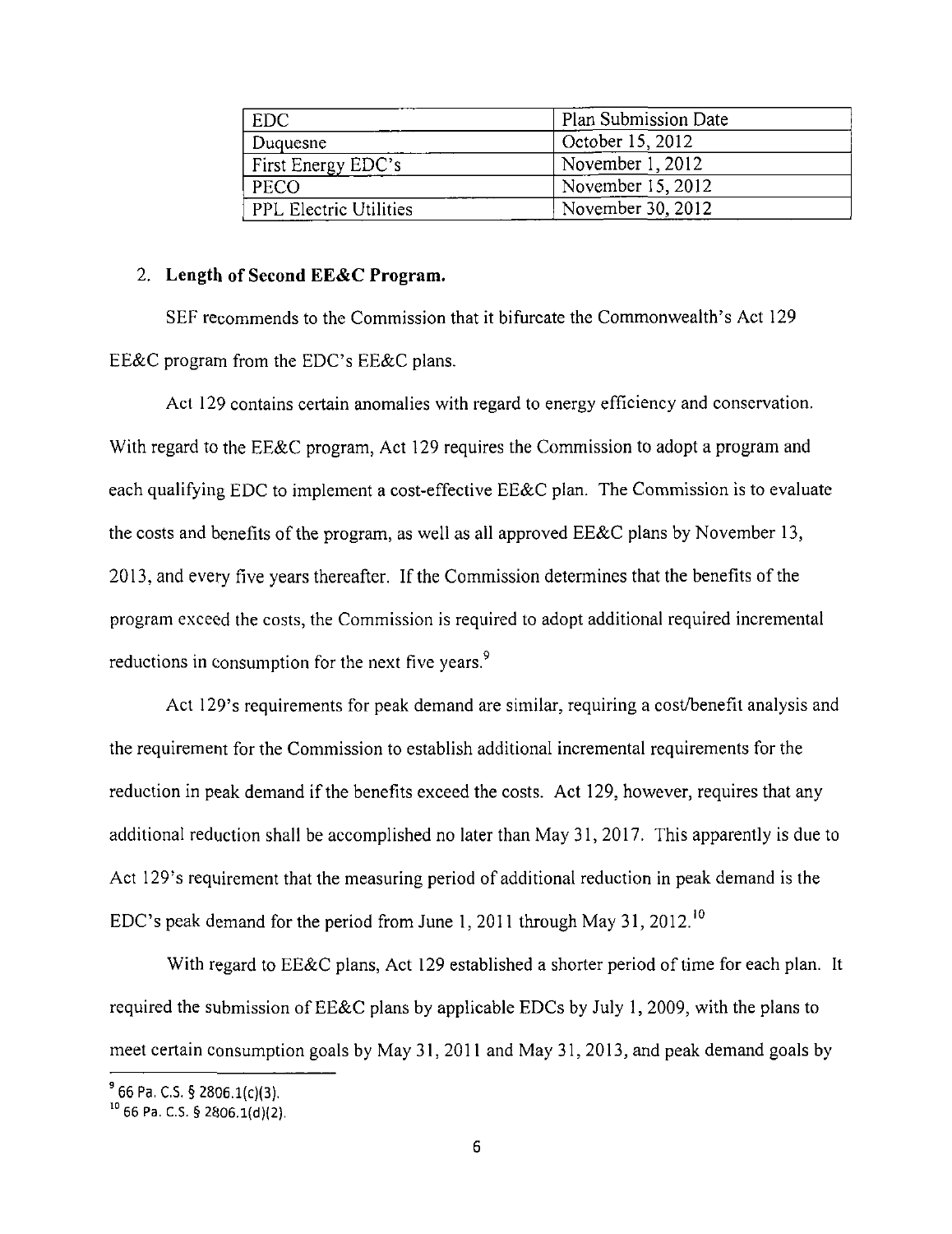| EDC | Plan Submission Date |
|---|---|
| Duquesne | October 15, 2012 |
| First Energy EDC's | November 1, 2012 |
| PECO | November 15, 2012 |
| PPL Electric Utilities | November 30, 2012 |

2. **Length of Second EE&C Program.**

SEF recommends to the Commission that it bifurcate the Commonwealth's Act 129 EE&C program from the EDC's EE&C plans.

Act 129 contains certain anomalies with regard to energy efficiency and conservation. With regard to the EE&C program, Act 129 requires the Commission to adopt a program and each qualifying EDC to implement a cost-effective EE&C plan. The Commission is to evaluate the costs and benefits of the program, as well as all approved EE&C plans by November 13, 2013, and every five years thereafter. If the Commission determines that the benefits of the program exceed the costs, the Commission is required to adopt additional required incremental reductions in consumption for the next five years.[9]

Act 129's requirements for peak demand are similar, requiring a cost/benefit analysis and the requirement for the Commission to establish additional incremental requirements for the reduction in peak demand if the benefits exceed the costs. Act 129, however, requires that any additional reduction shall be accomplished no later than May 31, 2017. This apparently is due to Act 129's requirement that the measuring period of additional reduction in peak demand is the EDC's peak demand for the period from June 1, 2011 through May 31, 2012.[10]

With regard to EE&C plans, Act 129 established a shorter period of time for each plan. It required the submission of EE&C plans by applicable EDCs by July 1, 2009, with the plans to meet certain consumption goals by May 31, 2011 and May 31, 2013, and peak demand goals by

[9] 66 Pa. C.S. § 2806.1(c)(3).

[10] 66 Pa. C.S. § 2806.1(d)(2).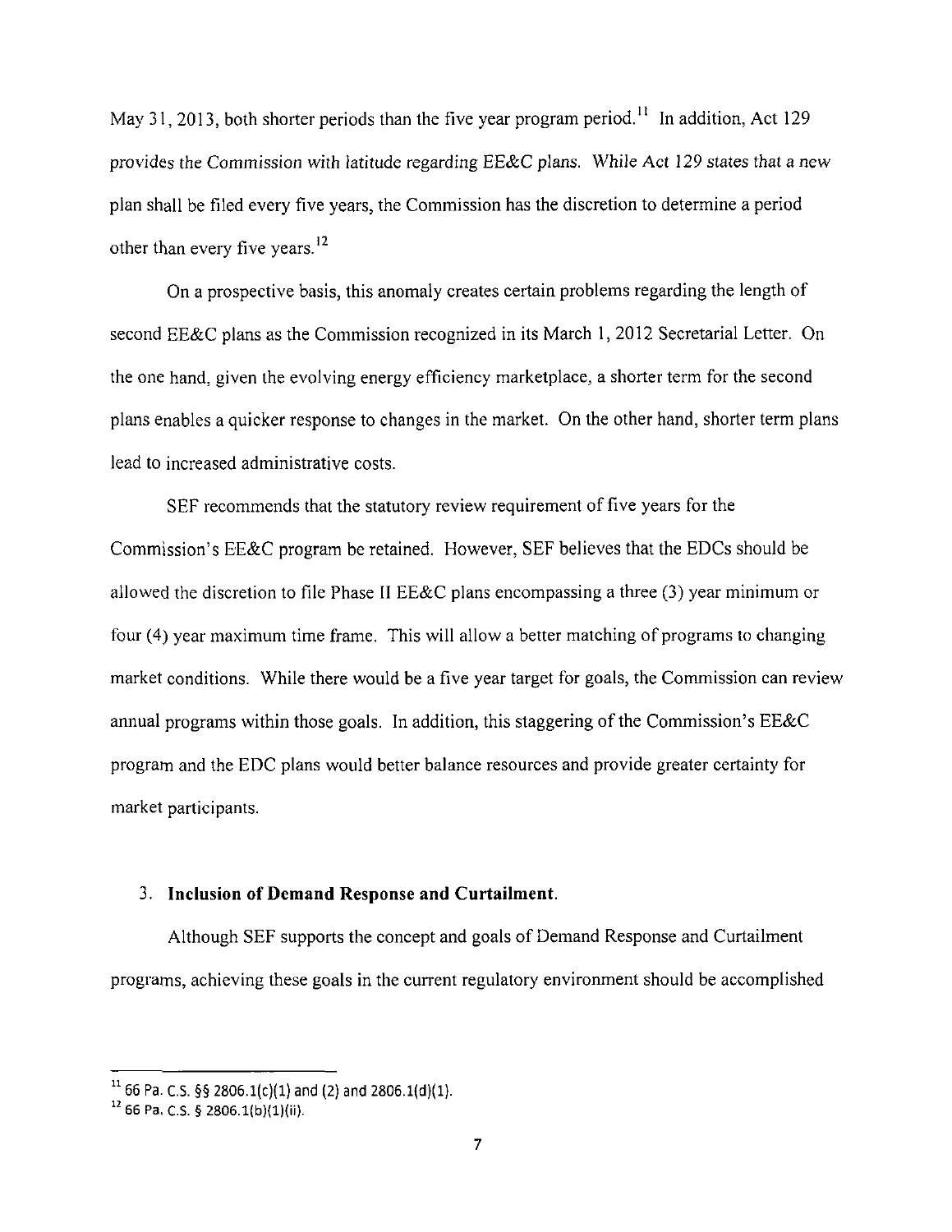May 31, 2013, both shorter periods than the five year program period.[11] In addition, Act 129 provides the Commission with latitude regarding EE&C plans. While Act 129 states that a new plan shall be filed every five years, the Commission has the discretion to determine a period other than every five years.[12]

On a prospective basis, this anomaly creates certain problems regarding the length of second EE&C plans as the Commission recognized in its March 1, 2012 Secretarial Letter. On the one hand, given the evolving energy efficiency marketplace, a shorter term for the second plans enables a quicker response to changes in the market. On the other hand, shorter term plans lead to increased administrative costs.

SEF recommends that the statutory review requirement of five years for the Commission's EE&C program be retained. However, SEF believes that the EDCs should be allowed the discretion to file Phase II EE&C plans encompassing a three (3) year minimum or four (4) year maximum time frame. This will allow a better matching of programs to changing market conditions. While there would be a five year target for goals, the Commission can review annual programs within those goals. In addition, this staggering of the Commission's EE&C program and the EDC plans would better balance resources and provide greater certainty for market participants.

3. **Inclusion of Demand Response and Curtailment.**

Although SEF supports the concept and goals of Demand Response and Curtailment programs, achieving these goals in the current regulatory environment should be accomplished

---

[11] 66 Pa. C.S. §§ 2806.1(c)(1) and (2) and 2806.1(d)(1).

[12] 66 Pa. C.S. § 2806.1(b)(1)(ii).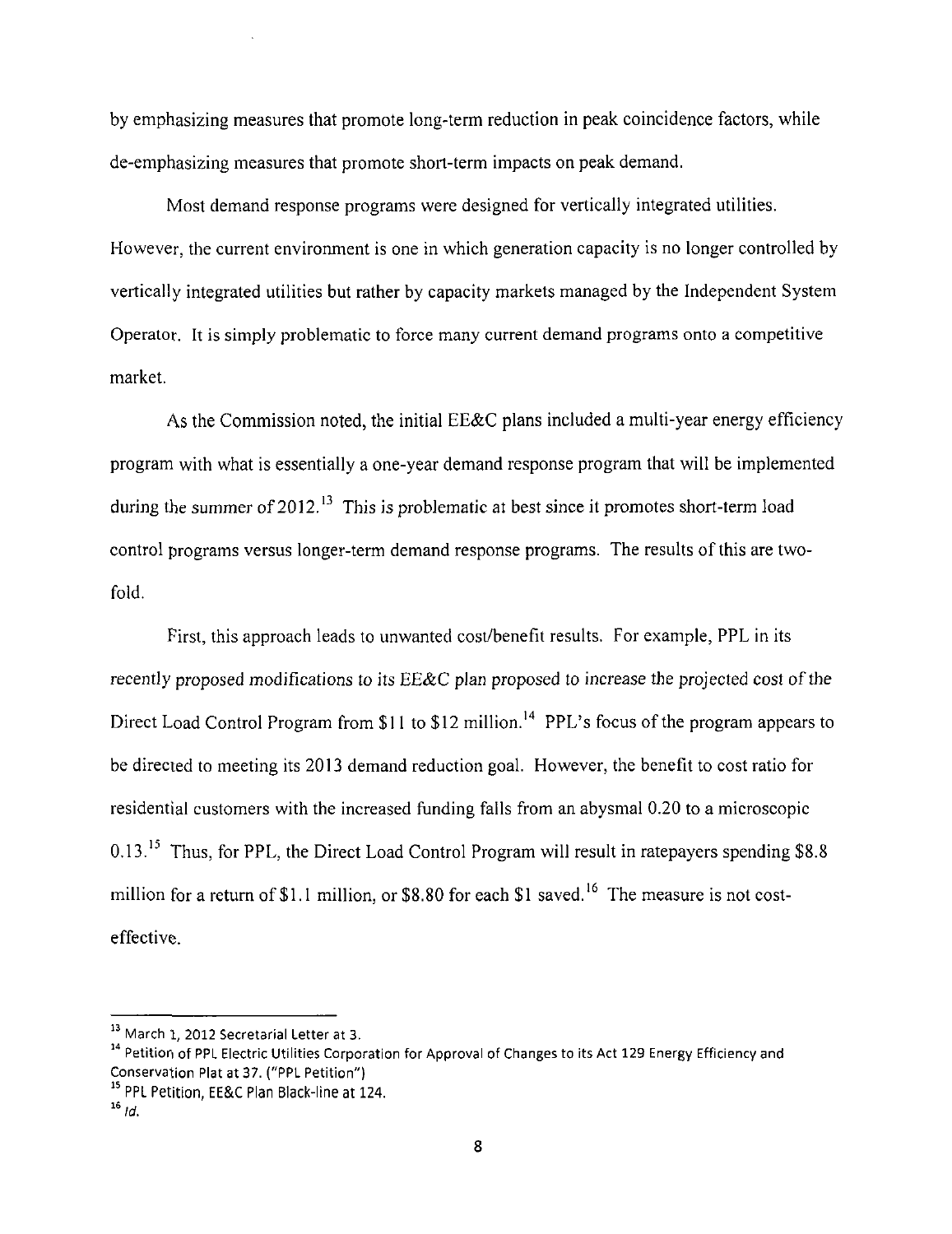by emphasizing measures that promote long-term reduction in peak coincidence factors, while de-emphasizing measures that promote short-term impacts on peak demand.

Most demand response programs were designed for vertically integrated utilities. However, the current environment is one in which generation capacity is no longer controlled by vertically integrated utilities but rather by capacity markets managed by the Independent System Operator. It is simply problematic to force many current demand programs onto a competitive market.

As the Commission noted, the initial EE&C plans included a multi-year energy efficiency program with what is essentially a one-year demand response program that will be implemented during the summer of 2012.[13] This is problematic at best since it promotes short-term load control programs versus longer-term demand response programs. The results of this are two-fold.

First, this approach leads to unwanted cost/benefit results. For example, PPL in its recently proposed modifications to its EE&C plan proposed to increase the projected cost of the Direct Load Control Program from $11 to $12 million.[14] PPL's focus of the program appears to be directed to meeting its 2013 demand reduction goal. However, the benefit to cost ratio for residential customers with the increased funding falls from an abysmal 0.20 to a microscopic 0.13.[15] Thus, for PPL, the Direct Load Control Program will result in ratepayers spending $8.8 million for a return of $1.1 million, or $8.80 for each $1 saved.[16] The measure is not cost-effective.

---

[13] March 1, 2012 Secretarial Letter at 3.

[14] Petition of PPL Electric Utilities Corporation for Approval of Changes to its Act 129 Energy Efficiency and Conservation Plat at 37. ("PPL Petition")

[15] PPL Petition, EE&C Plan Black-line at 124.

[16] *Id.*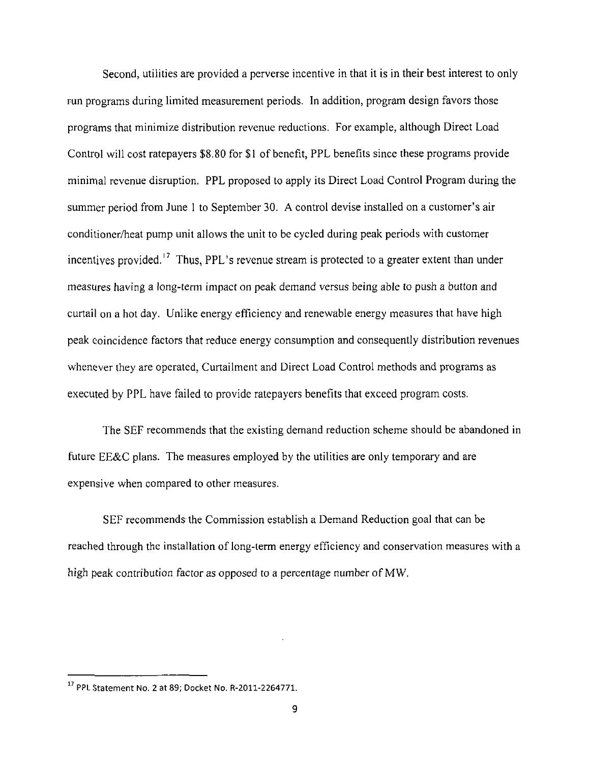Second, utilities are provided a perverse incentive in that it is in their best interest to only run programs during limited measurement periods. In addition, program design favors those programs that minimize distribution revenue reductions. For example, although Direct Load Control will cost ratepayers $8.80 for $1 of benefit, PPL benefits since these programs provide minimal revenue disruption. PPL proposed to apply its Direct Load Control Program during the summer period from June 1 to September 30. A control devise installed on a customer's air conditioner/heat pump unit allows the unit to be cycled during peak periods with customer incentives provided.[17] Thus, PPL's revenue stream is protected to a greater extent than under measures having a long-term impact on peak demand versus being able to push a button and curtail on a hot day. Unlike energy efficiency and renewable energy measures that have high peak coincidence factors that reduce energy consumption and consequently distribution revenues whenever they are operated, Curtailment and Direct Load Control methods and programs as executed by PPL have failed to provide ratepayers benefits that exceed program costs.

The SEF recommends that the existing demand reduction scheme should be abandoned in future EE&C plans. The measures employed by the utilities are only temporary and are expensive when compared to other measures.

SEF recommends the Commission establish a Demand Reduction goal that can be reached through the installation of long-term energy efficiency and conservation measures with a high peak contribution factor as opposed to a percentage number of MW.

---

[17] PPL Statement No. 2 at 89; Docket No. R-2011-2264771.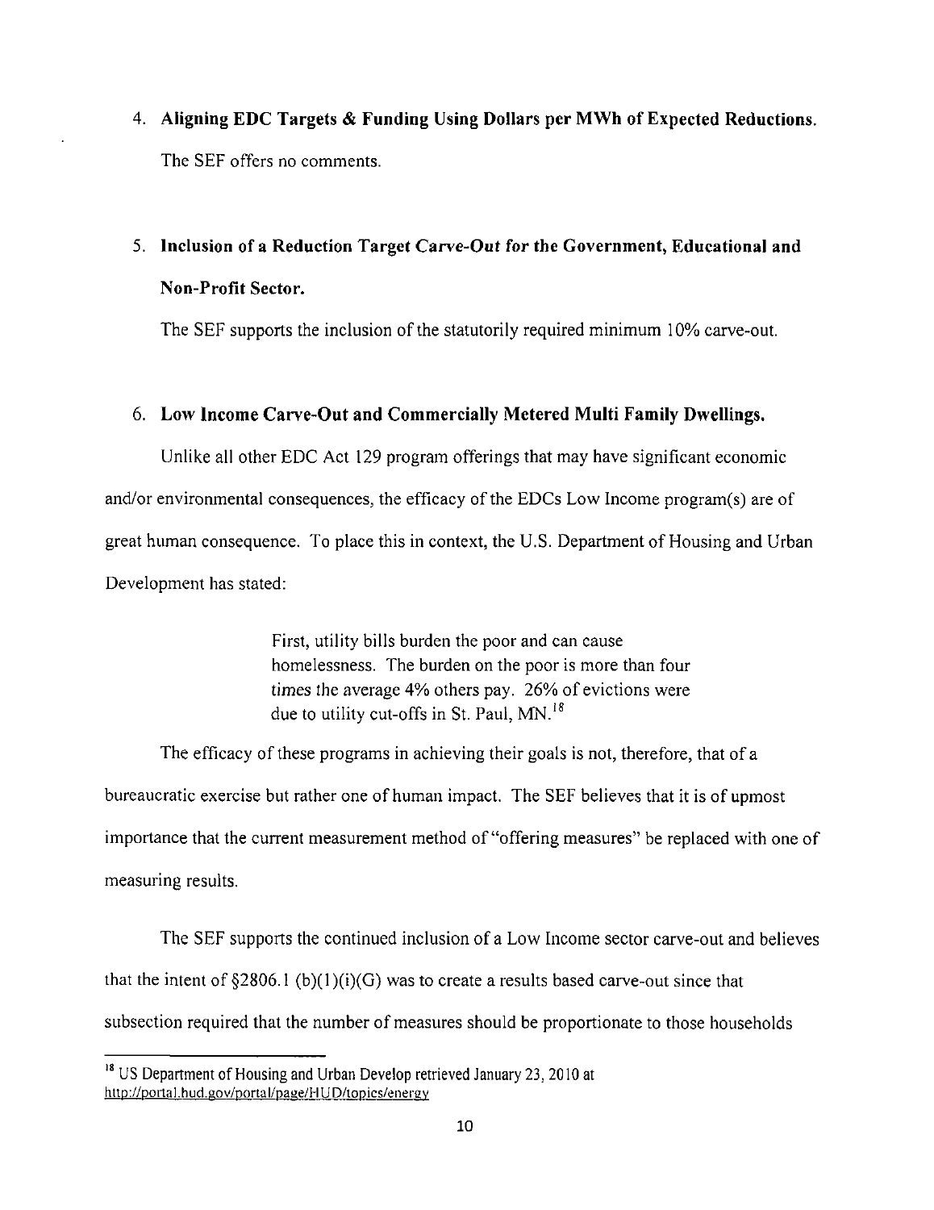4. **Aligning EDC Targets & Funding Using Dollars per MWh of Expected Reductions.**

   The SEF offers no comments.

5. **Inclusion of a Reduction Target Carve-Out for the Government, Educational and Non-Profit Sector.**

   The SEF supports the inclusion of the statutorily required minimum 10% carve-out.

6. **Low Income Carve-Out and Commercially Metered Multi Family Dwellings.**

Unlike all other EDC Act 129 program offerings that may have significant economic and/or environmental consequences, the efficacy of the EDCs Low Income program(s) are of great human consequence. To place this in context, the U.S. Department of Housing and Urban Development has stated:

> First, utility bills burden the poor and can cause homelessness. The burden on the poor is more than four times the average 4% others pay. 26% of evictions were due to utility cut-offs in St. Paul, MN.[18]

The efficacy of these programs in achieving their goals is not, therefore, that of a bureaucratic exercise but rather one of human impact. The SEF believes that it is of upmost importance that the current measurement method of "offering measures" be replaced with one of measuring results.

The SEF supports the continued inclusion of a Low Income sector carve-out and believes that the intent of §2806.1 (b)(1)(i)(G) was to create a results based carve-out since that subsection required that the number of measures should be proportionate to those households

---

[18] US Department of Housing and Urban Develop retrieved January 23, 2010 at http://portal.hud.gov/portal/page/HUD/topics/energy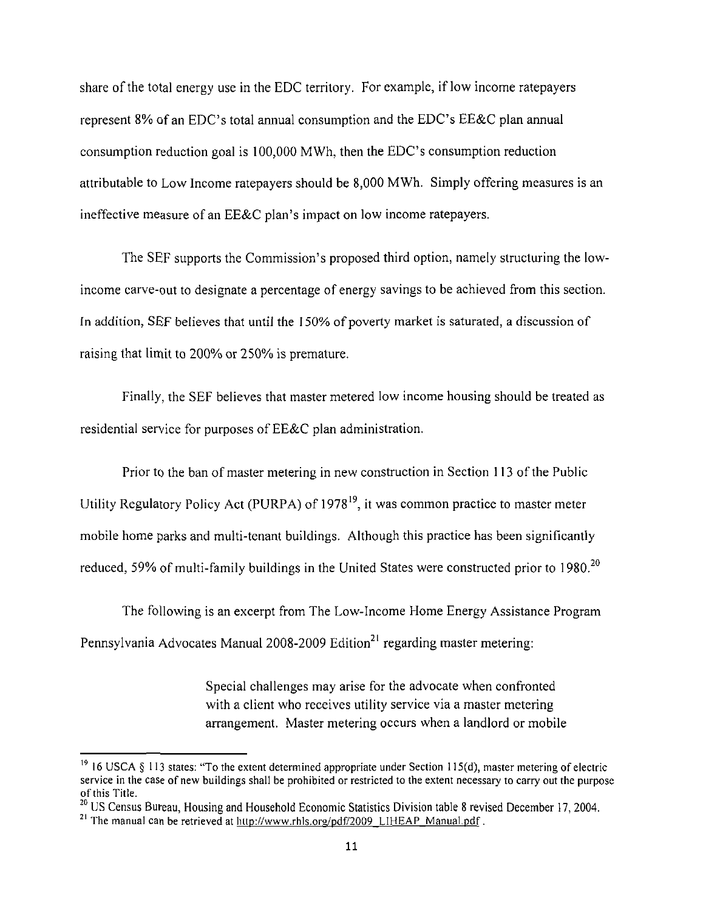share of the total energy use in the EDC territory. For example, if low income ratepayers represent 8% of an EDC's total annual consumption and the EDC's EE&C plan annual consumption reduction goal is 100,000 MWh, then the EDC's consumption reduction attributable to Low Income ratepayers should be 8,000 MWh. Simply offering measures is an ineffective measure of an EE&C plan's impact on low income ratepayers.

The SEF supports the Commission's proposed third option, namely structuring the low-income carve-out to designate a percentage of energy savings to be achieved from this section. In addition, SEF believes that until the 150% of poverty market is saturated, a discussion of raising that limit to 200% or 250% is premature.

Finally, the SEF believes that master metered low income housing should be treated as residential service for purposes of EE&C plan administration.

Prior to the ban of master metering in new construction in Section 113 of the Public Utility Regulatory Policy Act (PURPA) of 1978[19], it was common practice to master meter mobile home parks and multi-tenant buildings. Although this practice has been significantly reduced, 59% of multi-family buildings in the United States were constructed prior to 1980.[20]

The following is an excerpt from The Low-Income Home Energy Assistance Program Pennsylvania Advocates Manual 2008-2009 Edition[21] regarding master metering:

> Special challenges may arise for the advocate when confronted with a client who receives utility service via a master metering arrangement. Master metering occurs when a landlord or mobile

---

[19] 16 USCA § 113 states: "To the extent determined appropriate under Section 115(d), master metering of electric service in the case of new buildings shall be prohibited or restricted to the extent necessary to carry out the purpose of this Title.

[20] US Census Bureau, Housing and Household Economic Statistics Division table 8 revised December 17, 2004.

[21] The manual can be retrieved at http://www.rhls.org/pdf/2009_LIHEAP_Manual.pdf .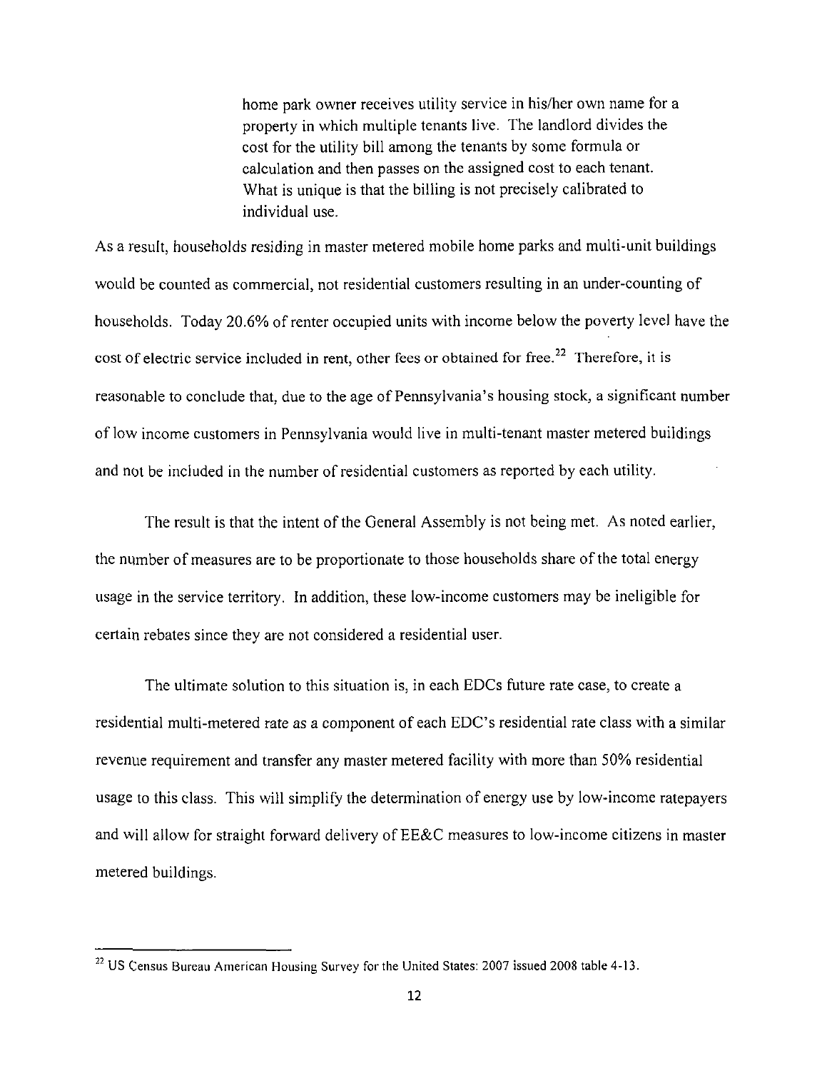> home park owner receives utility service in his/her own name for a property in which multiple tenants live. The landlord divides the cost for the utility bill among the tenants by some formula or calculation and then passes on the assigned cost to each tenant. What is unique is that the billing is not precisely calibrated to individual use.

As a result, households residing in master metered mobile home parks and multi-unit buildings would be counted as commercial, not residential customers resulting in an under-counting of households. Today 20.6% of renter occupied units with income below the poverty level have the cost of electric service included in rent, other fees or obtained for free.[22] Therefore, it is reasonable to conclude that, due to the age of Pennsylvania's housing stock, a significant number of low income customers in Pennsylvania would live in multi-tenant master metered buildings and not be included in the number of residential customers as reported by each utility.

The result is that the intent of the General Assembly is not being met. As noted earlier, the number of measures are to be proportionate to those households share of the total energy usage in the service territory. In addition, these low-income customers may be ineligible for certain rebates since they are not considered a residential user.

The ultimate solution to this situation is, in each EDCs future rate case, to create a residential multi-metered rate as a component of each EDC's residential rate class with a similar revenue requirement and transfer any master metered facility with more than 50% residential usage to this class. This will simplify the determination of energy use by low-income ratepayers and will allow for straight forward delivery of EE&C measures to low-income citizens in master metered buildings.

---

[22] US Census Bureau American Housing Survey for the United States: 2007 issued 2008 table 4-13.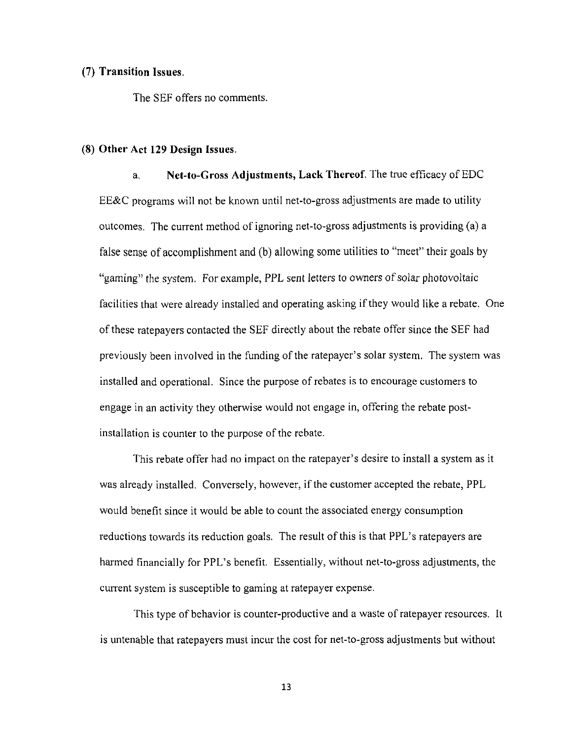### (7) Transition Issues.

The SEF offers no comments.

### (8) Other Act 129 Design Issues.

a. **Net-to-Gross Adjustments, Lack Thereof**. The true efficacy of EDC EE&C programs will not be known until net-to-gross adjustments are made to utility outcomes. The current method of ignoring net-to-gross adjustments is providing (a) a false sense of accomplishment and (b) allowing some utilities to "meet" their goals by "gaming" the system. For example, PPL sent letters to owners of solar photovoltaic facilities that were already installed and operating asking if they would like a rebate. One of these ratepayers contacted the SEF directly about the rebate offer since the SEF had previously been involved in the funding of the ratepayer's solar system. The system was installed and operational. Since the purpose of rebates is to encourage customers to engage in an activity they otherwise would not engage in, offering the rebate post-installation is counter to the purpose of the rebate.

This rebate offer had no impact on the ratepayer's desire to install a system as it was already installed. Conversely, however, if the customer accepted the rebate, PPL would benefit since it would be able to count the associated energy consumption reductions towards its reduction goals. The result of this is that PPL's ratepayers are harmed financially for PPL's benefit. Essentially, without net-to-gross adjustments, the current system is susceptible to gaming at ratepayer expense.

This type of behavior is counter-productive and a waste of ratepayer resources. It is untenable that ratepayers must incur the cost for net-to-gross adjustments but without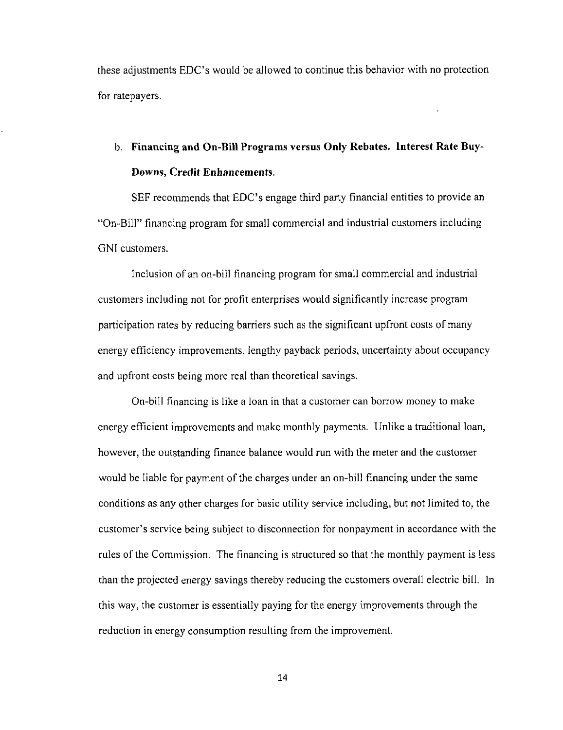these adjustments EDC's would be allowed to continue this behavior with no protection for ratepayers.

b. **Financing and On-Bill Programs versus Only Rebates. Interest Rate Buy-Downs, Credit Enhancements.**

SEF recommends that EDC's engage third party financial entities to provide an "On-Bill" financing program for small commercial and industrial customers including GNI customers.

Inclusion of an on-bill financing program for small commercial and industrial customers including not for profit enterprises would significantly increase program participation rates by reducing barriers such as the significant upfront costs of many energy efficiency improvements, lengthy payback periods, uncertainty about occupancy and upfront costs being more real than theoretical savings.

On-bill financing is like a loan in that a customer can borrow money to make energy efficient improvements and make monthly payments. Unlike a traditional loan, however, the outstanding finance balance would run with the meter and the customer would be liable for payment of the charges under an on-bill financing under the same conditions as any other charges for basic utility service including, but not limited to, the customer's service being subject to disconnection for nonpayment in accordance with the rules of the Commission. The financing is structured so that the monthly payment is less than the projected energy savings thereby reducing the customers overall electric bill. In this way, the customer is essentially paying for the energy improvements through the reduction in energy consumption resulting from the improvement.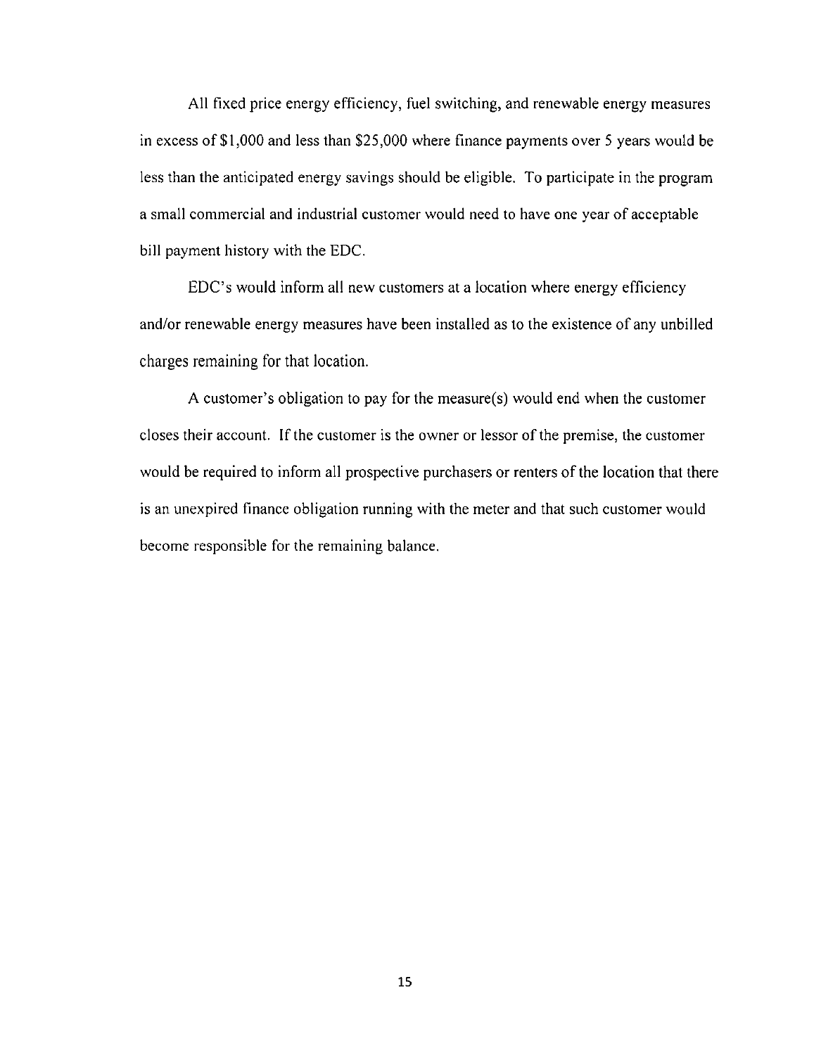All fixed price energy efficiency, fuel switching, and renewable energy measures in excess of $1,000 and less than $25,000 where finance payments over 5 years would be less than the anticipated energy savings should be eligible. To participate in the program a small commercial and industrial customer would need to have one year of acceptable bill payment history with the EDC.

EDC's would inform all new customers at a location where energy efficiency and/or renewable energy measures have been installed as to the existence of any unbilled charges remaining for that location.

A customer's obligation to pay for the measure(s) would end when the customer closes their account. If the customer is the owner or lessor of the premise, the customer would be required to inform all prospective purchasers or renters of the location that there is an unexpired finance obligation running with the meter and that such customer would become responsible for the remaining balance.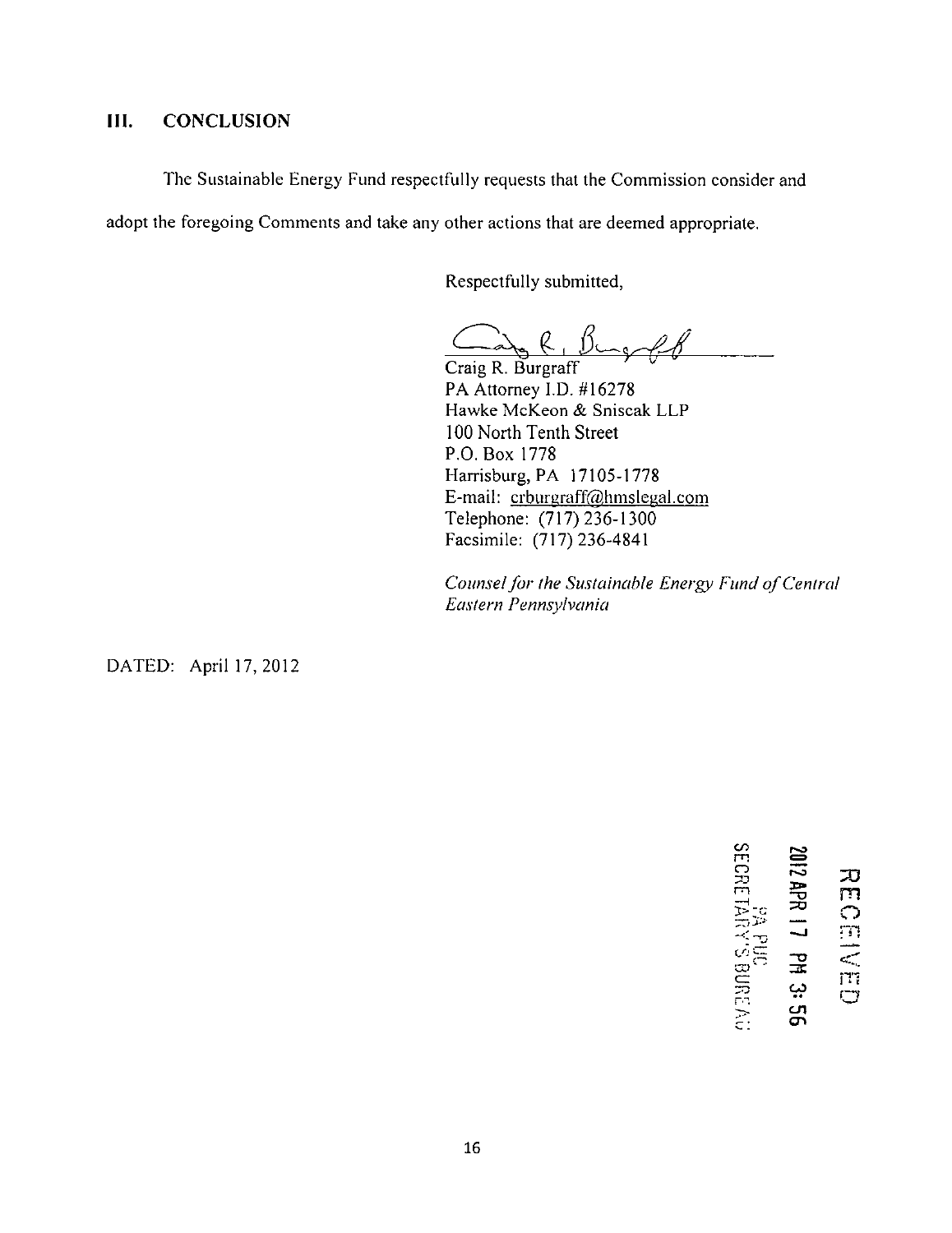## III. CONCLUSION

The Sustainable Energy Fund respectfully requests that the Commission consider and adopt the foregoing Comments and take any other actions that are deemed appropriate.

Respectfully submitted,

Craig R. Burgraff
PA Attorney I.D. #16278
Hawke McKeon & Sniscak LLP
100 North Tenth Street
P.O. Box 1778
Harrisburg, PA 17105-1778
E-mail: crburgraff@hmslegal.com
Telephone: (717) 236-1300
Facsimile: (717) 236-4841

*Counsel for the Sustainable Energy Fund of Central Eastern Pennsylvania*

DATED: April 17, 2012

RECEIVED
2012 APR 17 PM 3:56
PA PUC
SECRETARY'S BUREAU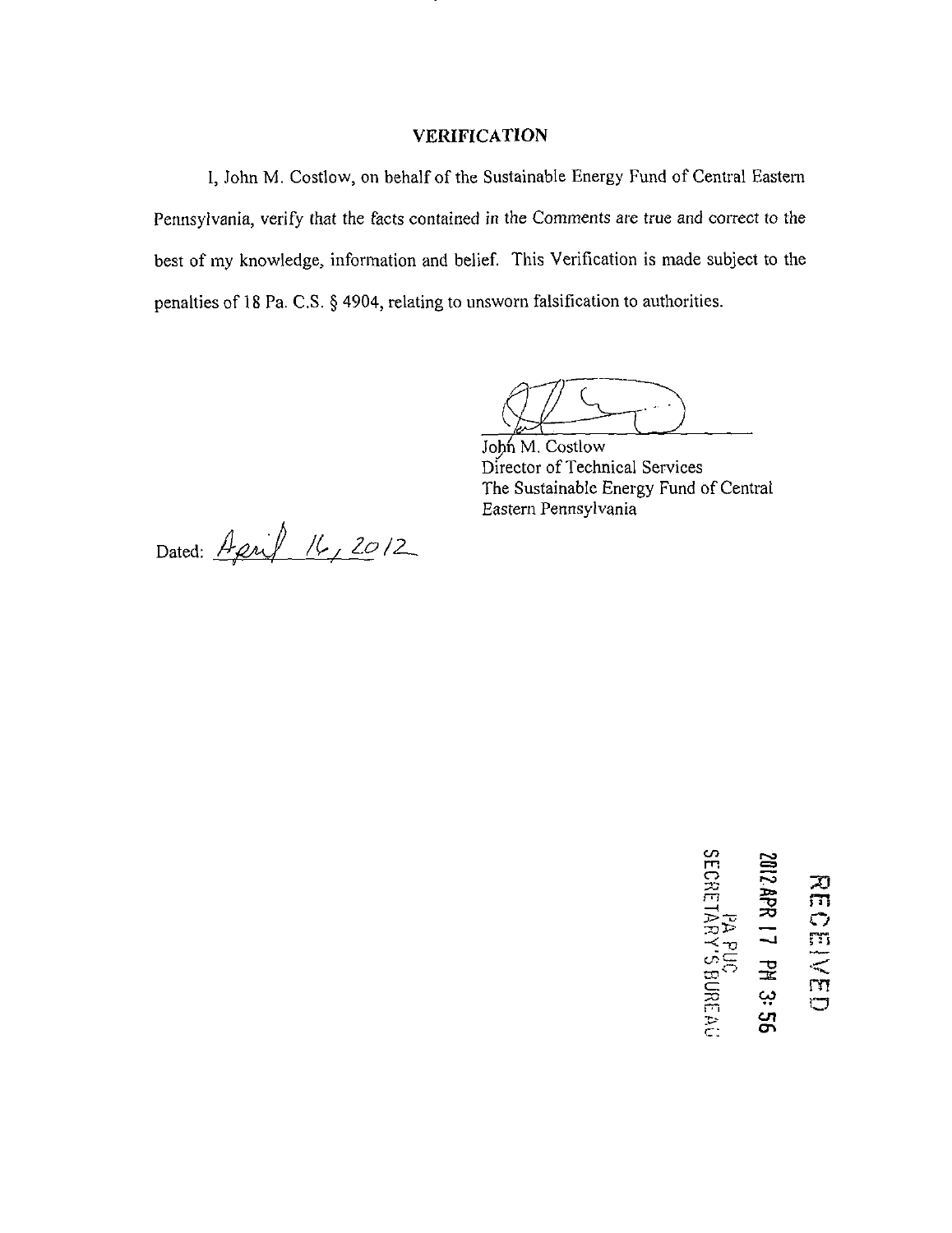## VERIFICATION

I, John M. Costlow, on behalf of the Sustainable Energy Fund of Central Eastern Pennsylvania, verify that the facts contained in the Comments are true and correct to the best of my knowledge, information and belief. This Verification is made subject to the penalties of 18 Pa. C.S. § 4904, relating to unsworn falsification to authorities.

John M. Costlow
Director of Technical Services
The Sustainable Energy Fund of Central Eastern Pennsylvania

Dated: April 16, 2012

RECEIVED
2012 APR 17 PM 3:56
PA PUC
SECRETARY'S BUREAU